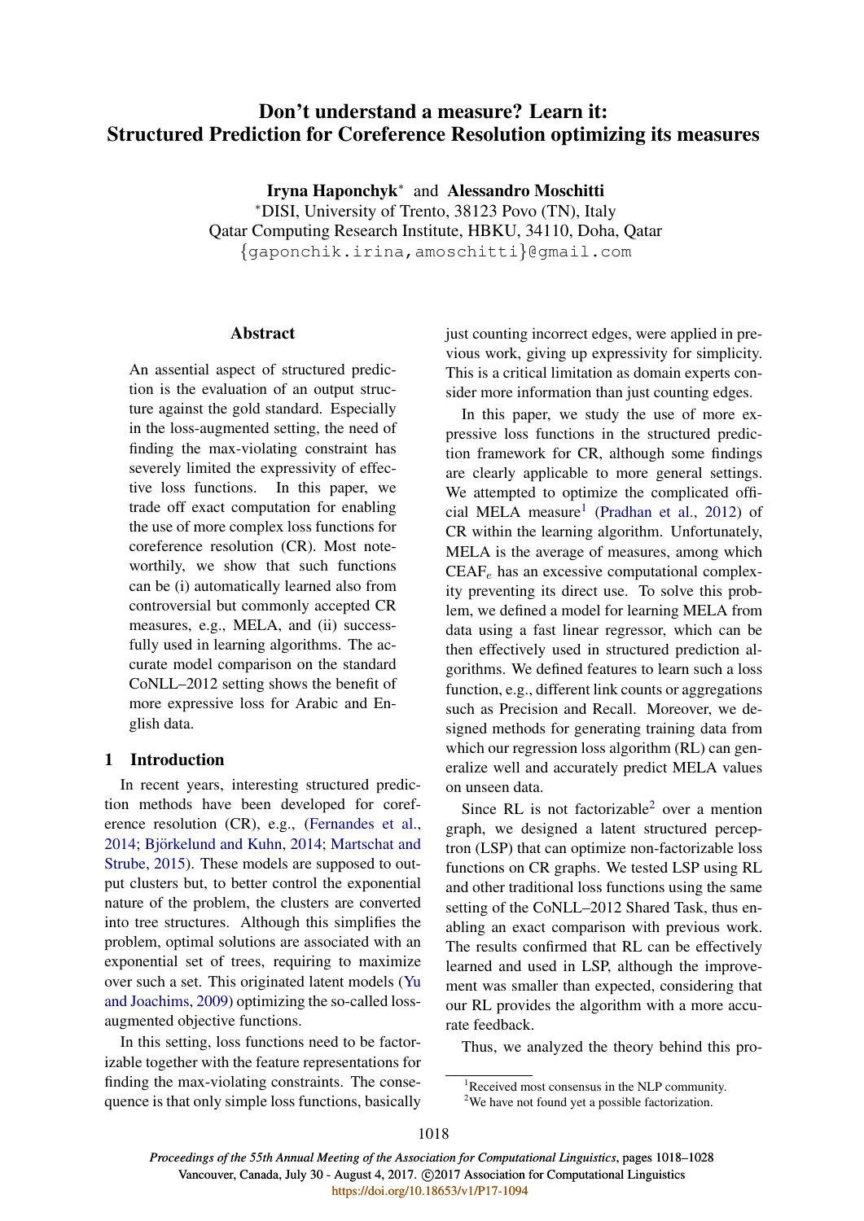# Don't understand a measure? Learn it: Structured Prediction for Coreference Resolution optimizing its measures

**Iryna Haponchyk**[*] and **Alessandro Moschitti**

[*]DISI, University of Trento, 38123 Povo (TN), Italy
Qatar Computing Research Institute, HBKU, 34110, Doha, Qatar
{gaponchik.irina,amoschitti}@gmail.com

## Abstract

An essential aspect of structured prediction is the evaluation of an output structure against the gold standard. Especially in the loss-augmented setting, the need of finding the max-violating constraint has severely limited the expressivity of effective loss functions. In this paper, we trade off exact computation for enabling the use of more complex loss functions for coreference resolution (CR). Most noteworthily, we show that such functions can be (i) automatically learned also from controversial but commonly accepted CR measures, e.g., MELA, and (ii) successfully used in learning algorithms. The accurate model comparison on the standard CoNLL–2012 setting shows the benefit of more expressive loss for Arabic and English data.

## 1 Introduction

In recent years, interesting structured prediction methods have been developed for coreference resolution (CR), e.g., (Fernandes et al., 2014; Björkelund and Kuhn, 2014; Martschat and Strube, 2015). These models are supposed to output clusters but, to better control the exponential nature of the problem, the clusters are converted into tree structures. Although this simplifies the problem, optimal solutions are associated with an exponential set of trees, requiring to maximize over such a set. This originated latent models (Yu and Joachims, 2009) optimizing the so-called loss-augmented objective functions.

In this setting, loss functions need to be factorizable together with the feature representations for finding the max-violating constraints. The consequence is that only simple loss functions, basically just counting incorrect edges, were applied in previous work, giving up expressivity for simplicity. This is a critical limitation as domain experts consider more information than just counting edges.

In this paper, we study the use of more expressive loss functions in the structured prediction framework for CR, although some findings are clearly applicable to more general settings. We attempted to optimize the complicated official MELA measure[1] (Pradhan et al., 2012) of CR within the learning algorithm. Unfortunately, MELA is the average of measures, among which $\text{CEAF}_e$ has an excessive computational complexity preventing its direct use. To solve this problem, we defined a model for learning MELA from data using a fast linear regressor, which can be then effectively used in structured prediction algorithms. We defined features to learn such a loss function, e.g., different link counts or aggregations such as Precision and Recall. Moreover, we designed methods for generating training data from which our regression loss algorithm (RL) can generalize well and accurately predict MELA values on unseen data.

Since RL is not factorizable[2] over a mention graph, we designed a latent structured perceptron (LSP) that can optimize non-factorizable loss functions on CR graphs. We tested LSP using RL and other traditional loss functions using the same setting of the CoNLL–2012 Shared Task, thus enabling an exact comparison with previous work. The results confirmed that RL can be effectively learned and used in LSP, although the improvement was smaller than expected, considering that our RL provides the algorithm with a more accurate feedback.

Thus, we analyzed the theory behind this pro-

[1] Received most consensus in the NLP community.
[2] We have not found yet a possible factorization.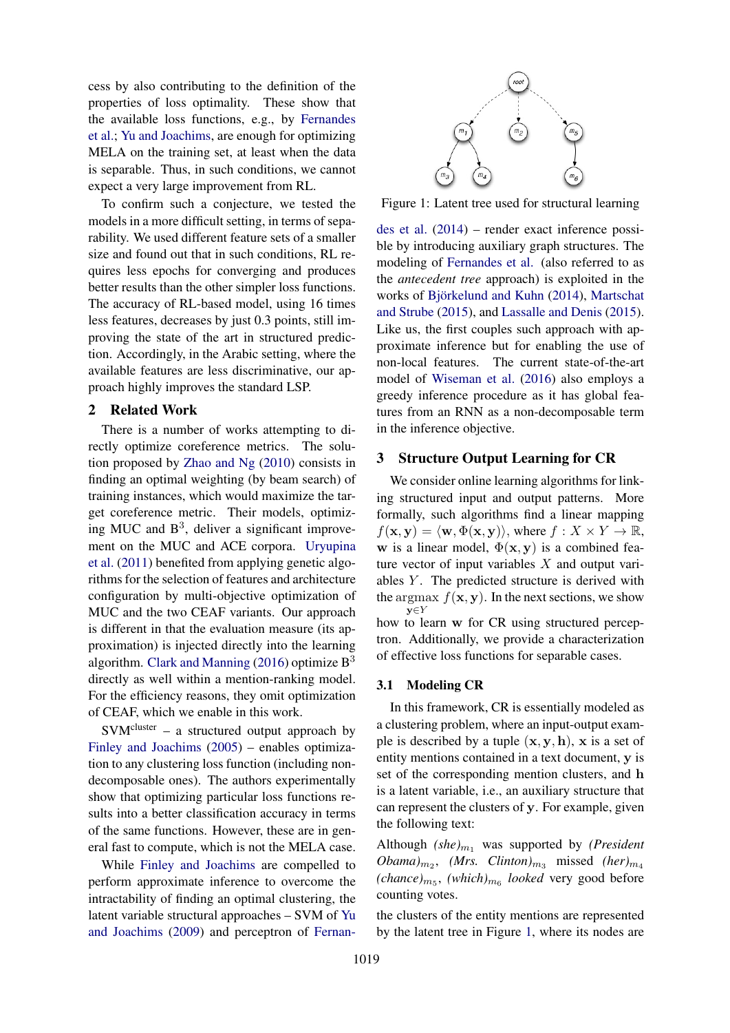cess by also contributing to the definition of the properties of loss optimality. These show that the available loss functions, e.g., by Fernandes et al.; Yu and Joachims, are enough for optimizing MELA on the training set, at least when the data is separable. Thus, in such conditions, we cannot expect a very large improvement from RL.

To confirm such a conjecture, we tested the models in a more difficult setting, in terms of separability. We used different feature sets of a smaller size and found out that in such conditions, RL requires less epochs for converging and produces better results than the other simpler loss functions. The accuracy of RL-based model, using 16 times less features, decreases by just 0.3 points, still improving the state of the art in structured prediction. Accordingly, in the Arabic setting, where the available features are less discriminative, our approach highly improves the standard LSP.

## 2 Related Work

There is a number of works attempting to directly optimize coreference metrics. The solution proposed by Zhao and Ng (2010) consists in finding an optimal weighting (by beam search) of training instances, which would maximize the target coreference metric. Their models, optimizing MUC and $B^3$, deliver a significant improvement on the MUC and ACE corpora. Uryupina et al. (2011) benefited from applying genetic algorithms for the selection of features and architecture configuration by multi-objective optimization of MUC and the two CEAF variants. Our approach is different in that the evaluation measure (its approximation) is injected directly into the learning algorithm. Clark and Manning (2016) optimize $B^3$ directly as well within a mention-ranking model. For the efficiency reasons, they omit optimization of CEAF, which we enable in this work.

$\text{SVM}^{\text{cluster}}$ – a structured output approach by Finley and Joachims (2005) – enables optimization to any clustering loss function (including non-decomposable ones). The authors experimentally show that optimizing particular loss functions results into a better classification accuracy in terms of the same functions. However, these are in general fast to compute, which is not the MELA case.

While Finley and Joachims are compelled to perform approximate inference to overcome the intractability of finding an optimal clustering, the latent variable structural approaches – SVM of Yu and Joachims (2009) and perceptron of Fernandes et al. (2014) – render exact inference possible by introducing auxiliary graph structures. The modeling of Fernandes et al. (also referred to as the *antecedent tree* approach) is exploited in the works of Björkelund and Kuhn (2014), Martschat and Strube (2015), and Lassalle and Denis (2015). Like us, the first couples such approach with approximate inference but for enabling the use of non-local features. The current state-of-the-art model of Wiseman et al. (2016) also employs a greedy inference procedure as it has global features from an RNN as a non-decomposable term in the inference objective.

Figure 1: Latent tree used for structural learning

## 3 Structure Output Learning for CR

We consider online learning algorithms for linking structured input and output patterns. More formally, such algorithms find a linear mapping $f(\mathbf{x}, \mathbf{y}) = \langle \mathbf{w}, \Phi(\mathbf{x}, \mathbf{y}) \rangle$, where $f : X \times Y \rightarrow \mathbb{R}$, $\mathbf{w}$ is a linear model, $\Phi(\mathbf{x}, \mathbf{y})$ is a combined feature vector of input variables $X$ and output variables $Y$. The predicted structure is derived with the $\operatorname{argmax}_{\mathbf{y} \in Y} f(\mathbf{x}, \mathbf{y})$. In the next sections, we show how to learn $\mathbf{w}$ for CR using structured perceptron. Additionally, we provide a characterization of effective loss functions for separable cases.

### 3.1 Modeling CR

In this framework, CR is essentially modeled as a clustering problem, where an input-output example is described by a tuple $(\mathbf{x}, \mathbf{y}, \mathbf{h})$, $\mathbf{x}$ is a set of entity mentions contained in a text document, $\mathbf{y}$ is set of the corresponding mention clusters, and $\mathbf{h}$ is a latent variable, i.e., an auxiliary structure that can represent the clusters of $\mathbf{y}$. For example, given the following text:

Although *(she)*$_{m_1}$ was supported by *(President Obama)*$_{m_2}$, *(Mrs. Clinton)*$_{m_3}$ missed *(her)*$_{m_4}$ *(chance)*$_{m_5}$, *(which)*$_{m_6}$ *looked* very good before counting votes.

the clusters of the entity mentions are represented by the latent tree in Figure 1, where its nodes are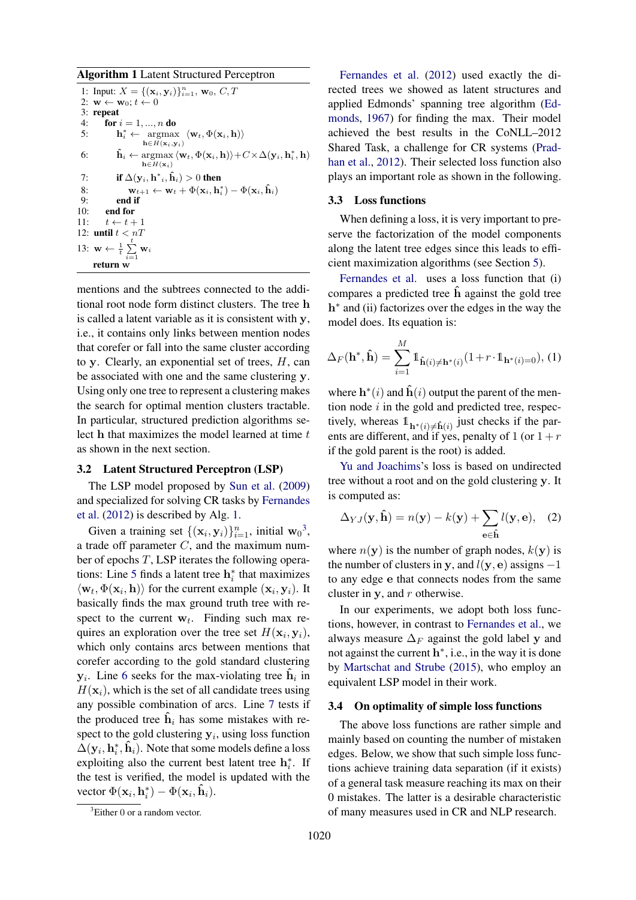**Algorithm 1** Latent Structured Perceptron

```
1: Input: X = {(x_i, y_i)}_{i=1}^n, w_0, C, T
2: w ← w_0; t ← 0
3: repeat
4:   for i = 1, ..., n do
5:     h*_i ← argmax_{h∈H(x_i,y_i)} ⟨w_t, Φ(x_i, h)⟩
6:     ĥ_i ← argmax_{h∈H(x_i)} ⟨w_t, Φ(x_i, h)⟩ + C × Δ(y_i, h*_i, h)
7:     if Δ(y_i, h*_i, ĥ_i) > 0 then
8:       w_{t+1} ← w_t + Φ(x_i, h*_i) − Φ(x_i, ĥ_i)
9:     end if
10:  end for
11:  t ← t + 1
12: until t < nT
13: w ← (1/t) Σ_{i=1}^t w_i
   return w
```

mentions and the subtrees connected to the additional root node form distinct clusters. The tree $\mathbf{h}$ is called a latent variable as it is consistent with $\mathbf{y}$, i.e., it contains only links between mention nodes that corefer or fall into the same cluster according to $\mathbf{y}$. Clearly, an exponential set of trees, $H$, can be associated with one and the same clustering $\mathbf{y}$. Using only one tree to represent a clustering makes the search for optimal mention clusters tractable. In particular, structured prediction algorithms select $\mathbf{h}$ that maximizes the model learned at time $t$ as shown in the next section.

### 3.2 Latent Structured Perceptron (LSP)

The LSP model proposed by Sun et al. (2009) and specialized for solving CR tasks by Fernandes et al. (2012) is described by Alg. 1.

Given a training set $\{(\mathbf{x}_i, \mathbf{y}_i)\}_{i=1}^n$, initial $\mathbf{w}_0$[3], a trade off parameter $C$, and the maximum number of epochs $T$, LSP iterates the following operations: Line 5 finds a latent tree $\mathbf{h}_i^*$ that maximizes $\langle \mathbf{w}_t, \Phi(\mathbf{x}_i, \mathbf{h})\rangle$ for the current example $(\mathbf{x}_i, \mathbf{y}_i)$. It basically finds the max ground truth tree with respect to the current $\mathbf{w}_t$. Finding such max requires an exploration over the tree set $H(\mathbf{x}_i, \mathbf{y}_i)$, which only contains arcs between mentions that corefer according to the gold standard clustering $\mathbf{y}_i$. Line 6 seeks for the max-violating tree $\hat{\mathbf{h}}_i$ in $H(\mathbf{x}_i)$, which is the set of all candidate trees using any possible combination of arcs. Line 7 tests if the produced tree $\hat{\mathbf{h}}_i$ has some mistakes with respect to the gold clustering $\mathbf{y}_i$, using loss function $\Delta(\mathbf{y}_i, \mathbf{h}_i^*, \hat{\mathbf{h}}_i)$. Note that some models define a loss exploiting also the current best latent tree $\mathbf{h}_i^*$. If the test is verified, the model is updated with the vector $\Phi(\mathbf{x}_i, \mathbf{h}_i^*) - \Phi(\mathbf{x}_i, \hat{\mathbf{h}}_i)$.

[3] Either 0 or a random vector.

Fernandes et al. (2012) used exactly the directed trees we showed as latent structures and applied Edmonds' spanning tree algorithm (Edmonds, 1967) for finding the max. Their model achieved the best results in the CoNLL–2012 Shared Task, a challenge for CR systems (Pradhan et al., 2012). Their selected loss function also plays an important role as shown in the following.

### 3.3 Loss functions

When defining a loss, it is very important to preserve the factorization of the model components along the latent tree edges since this leads to efficient maximization algorithms (see Section 5).

Fernandes et al. uses a loss function that (i) compares a predicted tree $\hat{\mathbf{h}}$ against the gold tree $\mathbf{h}^*$ and (ii) factorizes over the edges in the way the model does. Its equation is:

$$\Delta_F(\mathbf{h}^*, \hat{\mathbf{h}}) = \sum_{i=1}^{M} \mathbb{1}_{\hat{\mathbf{h}}(i) \neq \mathbf{h}^*(i)} (1 + r \cdot \mathbb{1}_{\mathbf{h}^*(i)=0}), \quad (1)$$

where $\mathbf{h}^*(i)$ and $\hat{\mathbf{h}}(i)$ output the parent of the mention node $i$ in the gold and predicted tree, respectively, whereas $\mathbb{1}_{\mathbf{h}^*(i) \neq \hat{\mathbf{h}}(i)}$ just checks if the parents are different, and if yes, penalty of 1 (or $1 + r$ if the gold parent is the root) is added.

Yu and Joachims's loss is based on undirected tree without a root and on the gold clustering $\mathbf{y}$. It is computed as:

$$\Delta_{YJ}(\mathbf{y}, \hat{\mathbf{h}}) = n(\mathbf{y}) - k(\mathbf{y}) + \sum_{\mathbf{e} \in \hat{\mathbf{h}}} l(\mathbf{y}, \mathbf{e}), \quad (2)$$

where $n(\mathbf{y})$ is the number of graph nodes, $k(\mathbf{y})$ is the number of clusters in $\mathbf{y}$, and $l(\mathbf{y}, \mathbf{e})$ assigns $-1$ to any edge $\mathbf{e}$ that connects nodes from the same cluster in $\mathbf{y}$, and $r$ otherwise.

In our experiments, we adopt both loss functions, however, in contrast to Fernandes et al., we always measure $\Delta_F$ against the gold label $\mathbf{y}$ and not against the current $\mathbf{h}^*$, i.e., in the way it is done by Martschat and Strube (2015), who employ an equivalent LSP model in their work.

### 3.4 On optimality of simple loss functions

The above loss functions are rather simple and mainly based on counting the number of mistaken edges. Below, we show that such simple loss functions achieve training data separation (if it exists) of a general task measure reaching its max on their 0 mistakes. The latter is a desirable characteristic of many measures used in CR and NLP research.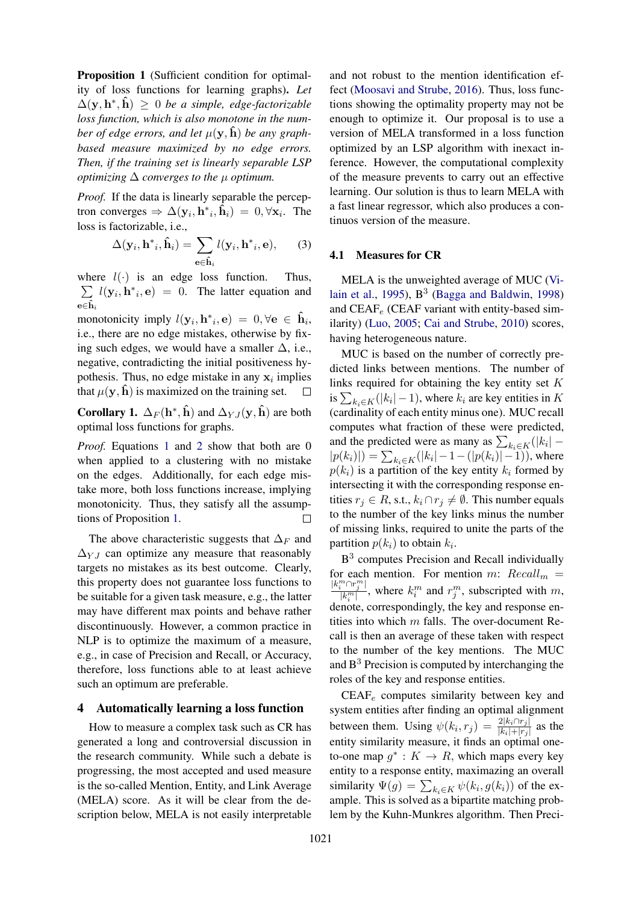**Proposition 1** (Sufficient condition for optimality of loss functions for learning graphs)**.** *Let $\Delta(\mathbf{y}, \mathbf{h}^*, \hat{\mathbf{h}}) \geq 0$ be a simple, edge-factorizable loss function, which is also monotone in the number of edge errors, and let $\mu(\mathbf{y}, \hat{\mathbf{h}})$ be any graph-based measure maximized by no edge errors. Then, if the training set is linearly separable LSP optimizing $\Delta$ converges to the $\mu$ optimum.*

*Proof.* If the data is linearly separable the perceptron converges $\Rightarrow \Delta(\mathbf{y}_i, \mathbf{h}^*{}_i, \hat{\mathbf{h}}_i) = 0, \forall \mathbf{x}_i$. The loss is factorizable, i.e.,

$$\Delta(\mathbf{y}_i, \mathbf{h}^*{}_i, \hat{\mathbf{h}}_i) = \sum_{\mathbf{e} \in \hat{\mathbf{h}}_i} l(\mathbf{y}_i, \mathbf{h}^*{}_i, \mathbf{e}), \quad (3)$$

where $l(\cdot)$ is an edge loss function. Thus, $\sum_{\mathbf{e} \in \hat{\mathbf{h}}_i} l(\mathbf{y}_i, \mathbf{h}^*{}_i, \mathbf{e}) = 0$. The latter equation and monotonicity imply $l(\mathbf{y}_i, \mathbf{h}^*{}_i, \mathbf{e}) = 0, \forall \mathbf{e} \in \hat{\mathbf{h}}_i$, i.e., there are no edge mistakes, otherwise by fixing such edges, we would have a smaller $\Delta$, i.e., negative, contradicting the initial positiveness hypothesis. Thus, no edge mistake in any $\mathbf{x}_i$ implies that $\mu(\mathbf{y}, \hat{\mathbf{h}})$ is maximized on the training set. □

**Corollary 1.** $\Delta_F(\mathbf{h}^*, \hat{\mathbf{h}})$ and $\Delta_{YJ}(\mathbf{y}, \hat{\mathbf{h}})$ are both optimal loss functions for graphs.

*Proof.* Equations 1 and 2 show that both are 0 when applied to a clustering with no mistake on the edges. Additionally, for each edge mistake more, both loss functions increase, implying monotonicity. Thus, they satisfy all the assumptions of Proposition 1. □

The above characteristic suggests that $\Delta_F$ and $\Delta_{YJ}$ can optimize any measure that reasonably targets no mistakes as its best outcome. Clearly, this property does not guarantee loss functions to be suitable for a given task measure, e.g., the latter may have different max points and behave rather discontinuously. However, a common practice in NLP is to optimize the maximum of a measure, e.g., in case of Precision and Recall, or Accuracy, therefore, loss functions able to at least achieve such an optimum are preferable.

## 4 Automatically learning a loss function

How to measure a complex task such as CR has generated a long and controversial discussion in the research community. While such a debate is progressing, the most accepted and used measure is the so-called Mention, Entity, and Link Average (MELA) score. As it will be clear from the description below, MELA is not easily interpretable and not robust to the mention identification effect (Moosavi and Strube, 2016). Thus, loss functions showing the optimality property may not be enough to optimize it. Our proposal is to use a version of MELA transformed in a loss function optimized by an LSP algorithm with inexact inference. However, the computational complexity of the measure prevents to carry out an effective learning. Our solution is thus to learn MELA with a fast linear regressor, which also produces a continuos version of the measure.

### 4.1 Measures for CR

MELA is the unweighted average of MUC (Vilain et al., 1995), B$^3$ (Bagga and Baldwin, 1998) and CEAF$_e$ (CEAF variant with entity-based similarity) (Luo, 2005; Cai and Strube, 2010) scores, having heterogeneous nature.

MUC is based on the number of correctly predicted links between mentions. The number of links required for obtaining the key entity set $K$ is $\sum_{k_i \in K}(|k_i| - 1)$, where $k_i$ are key entities in $K$ (cardinality of each entity minus one). MUC recall computes what fraction of these were predicted, and the predicted were as many as $\sum_{k_i \in K}(|k_i| - |p(k_i)|) = \sum_{k_i \in K}(|k_i| - 1 - (|p(k_i)| - 1))$, where $p(k_i)$ is a partition of the key entity $k_i$ formed by intersecting it with the corresponding response entities $r_j \in R$, s.t., $k_i \cap r_j \neq \emptyset$. This number equals to the number of the key links minus the number of missing links, required to unite the parts of the partition $p(k_i)$ to obtain $k_i$.

B$^3$ computes Precision and Recall individually for each mention. For mention $m$: $Recall_m = \frac{|k_i^m \cap r_j^m|}{|k_i^m|}$, where $k_i^m$ and $r_j^m$, subscripted with $m$, denote, correspondingly, the key and response entities into which $m$ falls. The over-document Recall is then an average of these taken with respect to the number of the key mentions. The MUC and B$^3$ Precision is computed by interchanging the roles of the key and response entities.

CEAF$_e$ computes similarity between key and system entities after finding an optimal alignment between them. Using $\psi(k_i, r_j) = \frac{2|k_i \cap r_j|}{|k_i| + |r_j|}$ as the entity similarity measure, it finds an optimal one-to-one map $g^* : K \rightarrow R$, which maps every key entity to a response entity, maximazing an overall similarity $\Psi(g) = \sum_{k_i \in K} \psi(k_i, g(k_i))$ of the example. This is solved as a bipartite matching problem by the Kuhn-Munkres algorithm. Then Preci-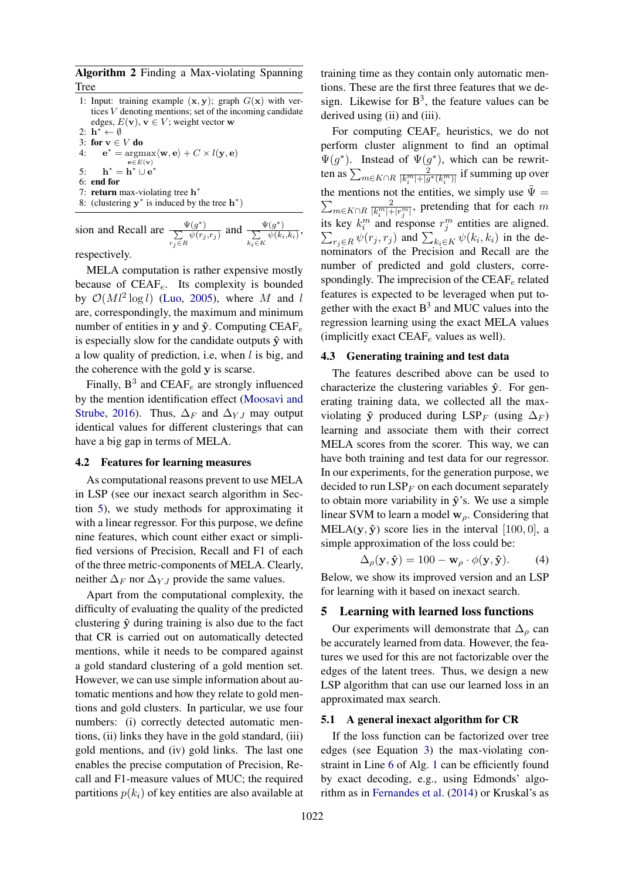**Algorithm 2** Finding a Max-violating Spanning Tree

```
1: Input: training example (x, y); graph G(x) with vertices V denoting mentions; set of the incoming candidate edges, E(v), v ∈ V; weight vector w
2: h* ← ∅
3: for v ∈ V do
4:     e* = argmax_{e∈E(v)} ⟨w, e⟩ + C × l(y, e)
5:     h* = h* ∪ e*
6: end for
7: return max-violating tree h*
8: (clustering y* is induced by the tree h*)
```

sion and Recall are $\frac{\Psi(g^*)}{\sum_{r_j \in R} \psi(r_j, r_j)}$ and $\frac{\Psi(g^*)}{\sum_{k_i \in K} \psi(k_i, k_i)}$, respectively.

MELA computation is rather expensive mostly because of CEAF$_e$. Its complexity is bounded by $\mathcal{O}(Ml^2 \log l)$ (Luo, 2005), where $M$ and $l$ are, correspondingly, the maximum and minimum number of entities in $\mathbf{y}$ and $\hat{\mathbf{y}}$. Computing CEAF$_e$ is especially slow for the candidate outputs $\hat{\mathbf{y}}$ with a low quality of prediction, i.e, when $l$ is big, and the coherence with the gold $\mathbf{y}$ is scarse.

Finally, B$^3$ and CEAF$_e$ are strongly influenced by the mention identification effect (Moosavi and Strube, 2016). Thus, $\Delta_F$ and $\Delta_{YJ}$ may output identical values for different clusterings that can have a big gap in terms of MELA.

### 4.2 Features for learning measures

As computational reasons prevent to use MELA in LSP (see our inexact search algorithm in Section 5), we study methods for approximating it with a linear regressor. For this purpose, we define nine features, which count either exact or simplified versions of Precision, Recall and F1 of each of the three metric-components of MELA. Clearly, neither $\Delta_F$ nor $\Delta_{YJ}$ provide the same values.

Apart from the computational complexity, the difficulty of evaluating the quality of the predicted clustering $\hat{\mathbf{y}}$ during training is also due to the fact that CR is carried out on automatically detected mentions, while it needs to be compared against a gold standard clustering of a gold mention set. However, we can use simple information about automatic mentions and how they relate to gold mentions and gold clusters. In particular, we use four numbers: (i) correctly detected automatic mentions, (ii) links they have in the gold standard, (iii) gold mentions, and (iv) gold links. The last one enables the precise computation of Precision, Recall and F1-measure values of MUC; the required partitions $p(k_i)$ of key entities are also available at training time as they contain only automatic mentions. These are the first three features that we design. Likewise for B$^3$, the feature values can be derived using (ii) and (iii).

For computing CEAF$_e$ heuristics, we do not perform cluster alignment to find an optimal $\Psi(g^*)$. Instead of $\Psi(g^*)$, which can be rewritten as $\sum_{m \in K \cap R} \frac{2}{|k_i^m| + |g^*(k_i^m)|}$ if summing up over the mentions not the entities, we simply use $\tilde{\Psi} = \sum_{m \in K \cap R} \frac{2}{|k_i^m| + |r_j^m|}$, pretending that for each $m$ its key $k_i^m$ and response $r_j^m$ entities are aligned. $\sum_{r_j \in R} \psi(r_j, r_j)$ and $\sum_{k_i \in K} \psi(k_i, k_i)$ in the denominators of the Precision and Recall are the number of predicted and gold clusters, correspondingly. The imprecision of the CEAF$_e$ related features is expected to be leveraged when put together with the exact B$^3$ and MUC values into the regression learning using the exact MELA values (implicitly exact CEAF$_e$ values as well).

### 4.3 Generating training and test data

The features described above can be used to characterize the clustering variables $\hat{\mathbf{y}}$. For generating training data, we collected all the max-violating $\hat{\mathbf{y}}$ produced during LSP$_F$ (using $\Delta_F$) learning and associate them with their correct MELA scores from the scorer. This way, we can have both training and test data for our regressor. In our experiments, for the generation purpose, we decided to run LSP$_F$ on each document separately to obtain more variability in $\hat{\mathbf{y}}$'s. We use a simple linear SVM to learn a model $\mathbf{w}_\rho$. Considering that MELA$(\mathbf{y}, \hat{\mathbf{y}})$ score lies in the interval $[100, 0]$, a simple approximation of the loss could be:

$$\Delta_\rho(\mathbf{y}, \hat{\mathbf{y}}) = 100 - \mathbf{w}_\rho \cdot \phi(\mathbf{y}, \hat{\mathbf{y}}). \qquad (4)$$

Below, we show its improved version and an LSP for learning with it based on inexact search.

## 5 Learning with learned loss functions

Our experiments will demonstrate that $\Delta_\rho$ can be accurately learned from data. However, the features we used for this are not factorizable over the edges of the latent trees. Thus, we design a new LSP algorithm that can use our learned loss in an approximated max search.

### 5.1 A general inexact algorithm for CR

If the loss function can be factorized over tree edges (see Equation 3) the max-violating constraint in Line 6 of Alg. 1 can be efficiently found by exact decoding, e.g., using Edmonds' algorithm as in Fernandes et al. (2014) or Kruskal's as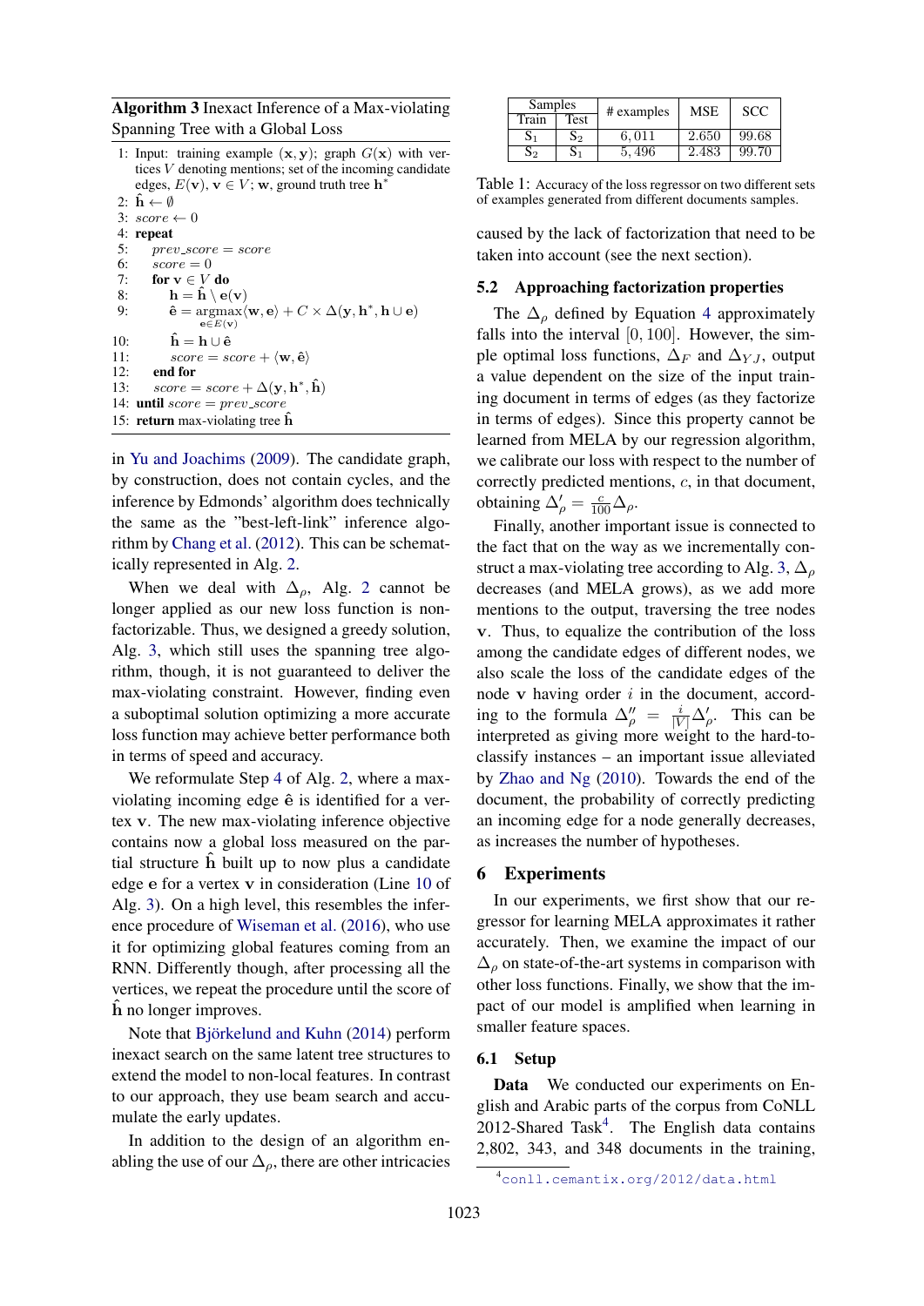**Algorithm 3** Inexact Inference of a Max-violating Spanning Tree with a Global Loss

```
1: Input: training example (x, y); graph G(x) with vertices V denoting mentions; set of the incoming candidate edges, E(v), v ∈ V; w, ground truth tree h*
2: ĥ ← ∅
3: score ← 0
4: repeat
5:     prev_score = score
6:     score = 0
7:     for v ∈ V do
8:         h = ĥ \ e(v)
9:         ê = argmax_{e∈E(v)} ⟨w, e⟩ + C × Δ(y, h*, h ∪ e)
10:        ĥ = h ∪ ê
11:        score = score + ⟨w, ê⟩
12:    end for
13:    score = score + Δ(y, h*, ĥ)
14: until score = prev_score
15: return max-violating tree ĥ
```

in Yu and Joachims (2009). The candidate graph, by construction, does not contain cycles, and the inference by Edmonds' algorithm does technically the same as the "best-left-link" inference algorithm by Chang et al. (2012). This can be schematically represented in Alg. 2.

When we deal with $\Delta_\rho$, Alg. 2 cannot be longer applied as our new loss function is non-factorizable. Thus, we designed a greedy solution, Alg. 3, which still uses the spanning tree algorithm, though, it is not guaranteed to deliver the max-violating constraint. However, finding even a suboptimal solution optimizing a more accurate loss function may achieve better performance both in terms of speed and accuracy.

We reformulate Step 4 of Alg. 2, where a max-violating incoming edge $\hat{\mathbf{e}}$ is identified for a vertex $\mathbf{v}$. The new max-violating inference objective contains now a global loss measured on the partial structure $\hat{\mathbf{h}}$ built up to now plus a candidate edge $\mathbf{e}$ for a vertex $\mathbf{v}$ in consideration (Line 10 of Alg. 3). On a high level, this resembles the inference procedure of Wiseman et al. (2016), who use it for optimizing global features coming from an RNN. Differently though, after processing all the vertices, we repeat the procedure until the score of $\hat{\mathbf{h}}$ no longer improves.

Note that Björkelund and Kuhn (2014) perform inexact search on the same latent tree structures to extend the model to non-local features. In contrast to our approach, they use beam search and accumulate the early updates.

In addition to the design of an algorithm enabling the use of our $\Delta_\rho$, there are other intricacies caused by the lack of factorization that need to be taken into account (see the next section).

| Samples | | # examples | MSE | SCC |
|---|---|---|---|---|
| Train | Test | | | |
| $S_1$ | $S_2$ | 6,011 | 2.650 | 99.68 |
| $S_2$ | $S_1$ | 5,496 | 2.483 | 99.70 |

Table 1: Accuracy of the loss regressor on two different sets of examples generated from different documents samples.

### 5.2 Approaching factorization properties

The $\Delta_\rho$ defined by Equation 4 approximately falls into the interval $[0, 100]$. However, the simple optimal loss functions, $\Delta_F$ and $\Delta_{YJ}$, output a value dependent on the size of the input training document in terms of edges (as they factorize in terms of edges). Since this property cannot be learned from MELA by our regression algorithm, we calibrate our loss with respect to the number of correctly predicted mentions, $c$, in that document, obtaining $\Delta'_\rho = \frac{c}{100}\Delta_\rho$.

Finally, another important issue is connected to the fact that on the way as we incrementally construct a max-violating tree according to Alg. 3, $\Delta_\rho$ decreases (and MELA grows), as we add more mentions to the output, traversing the tree nodes $\mathbf{v}$. Thus, to equalize the contribution of the loss among the candidate edges of different nodes, we also scale the loss of the candidate edges of the node $\mathbf{v}$ having order $i$ in the document, according to the formula $\Delta''_\rho = \frac{i}{|V|}\Delta'_\rho$. This can be interpreted as giving more weight to the hard-to-classify instances – an important issue alleviated by Zhao and Ng (2010). Towards the end of the document, the probability of correctly predicting an incoming edge for a node generally decreases, as increases the number of hypotheses.

## 6 Experiments

In our experiments, we first show that our regressor for learning MELA approximates it rather accurately. Then, we examine the impact of our $\Delta_\rho$ on state-of-the-art systems in comparison with other loss functions. Finally, we show that the impact of our model is amplified when learning in smaller feature spaces.

### 6.1 Setup

**Data** We conducted our experiments on English and Arabic parts of the corpus from CoNLL 2012-Shared Task[4]. The English data contains 2,802, 343, and 348 documents in the training,

[4] conll.cemantix.org/2012/data.html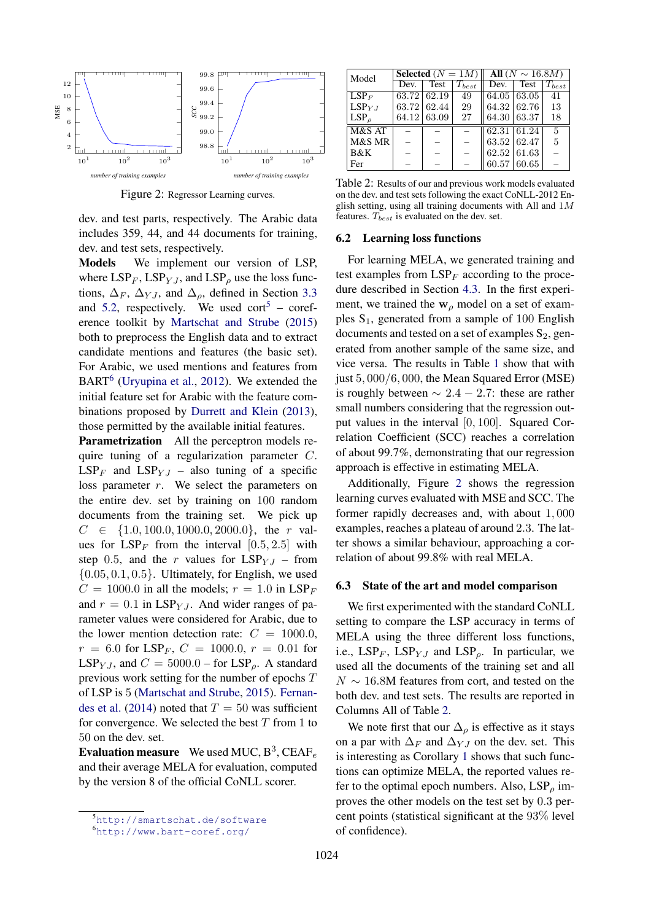Figure 2: Regressor Learning curves.

dev. and test parts, respectively. The Arabic data includes 359, 44, and 44 documents for training, dev. and test sets, respectively.

**Models** We implement our version of LSP, where $LSP_F$, $LSP_{YJ}$, and $LSP_\rho$ use the loss functions, $\Delta_F$, $\Delta_{YJ}$, and $\Delta_\rho$, defined in Section 3.3 and 5.2, respectively. We used cort[5] – coreference toolkit by Martschat and Strube (2015) both to preprocess the English data and to extract candidate mentions and features (the basic set). For Arabic, we used mentions and features from BART[6] (Uryupina et al., 2012). We extended the initial feature set for Arabic with the feature combinations proposed by Durrett and Klein (2013), those permitted by the available initial features.

**Parametrization** All the perceptron models require tuning of a regularization parameter $C$. $LSP_F$ and $LSP_{YJ}$ – also tuning of a specific loss parameter $r$. We select the parameters on the entire dev. set by training on 100 random documents from the training set. We pick up $C \in \{1.0, 100.0, 1000.0, 2000.0\}$, the $r$ values for $LSP_F$ from the interval $[0.5, 2.5]$ with step 0.5, and the $r$ values for $LSP_{YJ}$ – from $\{0.05, 0.1, 0.5\}$. Ultimately, for English, we used $C = 1000.0$ in all the models; $r = 1.0$ in $LSP_F$ and $r = 0.1$ in $LSP_{YJ}$. And wider ranges of parameter values were considered for Arabic, due to the lower mention detection rate: $C = 1000.0$, $r = 6.0$ for $LSP_F$, $C = 1000.0$, $r = 0.01$ for $LSP_{YJ}$, and $C = 5000.0$ – for $LSP_\rho$. A standard previous work setting for the number of epochs $T$ of LSP is 5 (Martschat and Strube, 2015). Fernandes et al. (2014) noted that $T = 50$ was sufficient for convergence. We selected the best $T$ from 1 to 50 on the dev. set.

**Evaluation measure** We used MUC, $B^3$, $CEAF_e$ and their average MELA for evaluation, computed by the version 8 of the official CoNLL scorer.

[5] http://smartschat.de/software

[6] http://www.bart-coref.org/

| Model | Selected ($N = 1M$) | | | All ($N \sim 16.8M$) | | |
|---|---|---|---|---|---|---|
| | Dev. | Test | $T_{best}$ | Dev. | Test | $T_{best}$ |
| $LSP_F$ | 63.72 | 62.19 | 49 | 64.05 | 63.05 | 41 |
| $LSP_{YJ}$ | 63.72 | 62.44 | 29 | 64.32 | 62.76 | 13 |
| $LSP_\rho$ | 64.12 | 63.09 | 27 | 64.30 | 63.37 | 18 |
| M&S AT | – | – | – | 62.31 | 61.24 | 5 |
| M&S MR | – | – | – | 63.52 | 62.47 | 5 |
| B&K | – | – | – | 62.52 | 61.63 | – |
| Fer | – | – | – | 60.57 | 60.65 | – |

Table 2: Results of our and previous work models evaluated on the dev. and test sets following the exact CoNLL-2012 English setting, using all training documents with All and $1M$ features. $T_{best}$ is evaluated on the dev. set.

### 6.2 Learning loss functions

For learning MELA, we generated training and test examples from $LSP_F$ according to the procedure described in Section 4.3. In the first experiment, we trained the $\mathbf{w}_\rho$ model on a set of examples $S_1$, generated from a sample of 100 English documents and tested on a set of examples $S_2$, generated from another sample of the same size, and vice versa. The results in Table 1 show that with just $5,000/6,000$, the Mean Squared Error (MSE) is roughly between $\sim 2.4 - 2.7$: these are rather small numbers considering that the regression output values in the interval $[0, 100]$. Squared Correlation Coefficient (SCC) reaches a correlation of about 99.7%, demonstrating that our regression approach is effective in estimating MELA.

Additionally, Figure 2 shows the regression learning curves evaluated with MSE and SCC. The former rapidly decreases and, with about $1,000$ examples, reaches a plateau of around 2.3. The latter shows a similar behaviour, approaching a correlation of about 99.8% with real MELA.

### 6.3 State of the art and model comparison

We first experimented with the standard CoNLL setting to compare the LSP accuracy in terms of MELA using the three different loss functions, i.e., $LSP_F$, $LSP_{YJ}$ and $LSP_\rho$. In particular, we used all the documents of the training set and all $N \sim 16.8$M features from cort, and tested on the both dev. and test sets. The results are reported in Columns All of Table 2.

We note first that our $\Delta_\rho$ is effective as it stays on a par with $\Delta_F$ and $\Delta_{YJ}$ on the dev. set. This is interesting as Corollary 1 shows that such functions can optimize MELA, the reported values refer to the optimal epoch numbers. Also, $LSP_\rho$ improves the other models on the test set by 0.3 percent points (statistical significant at the 93% level of confidence).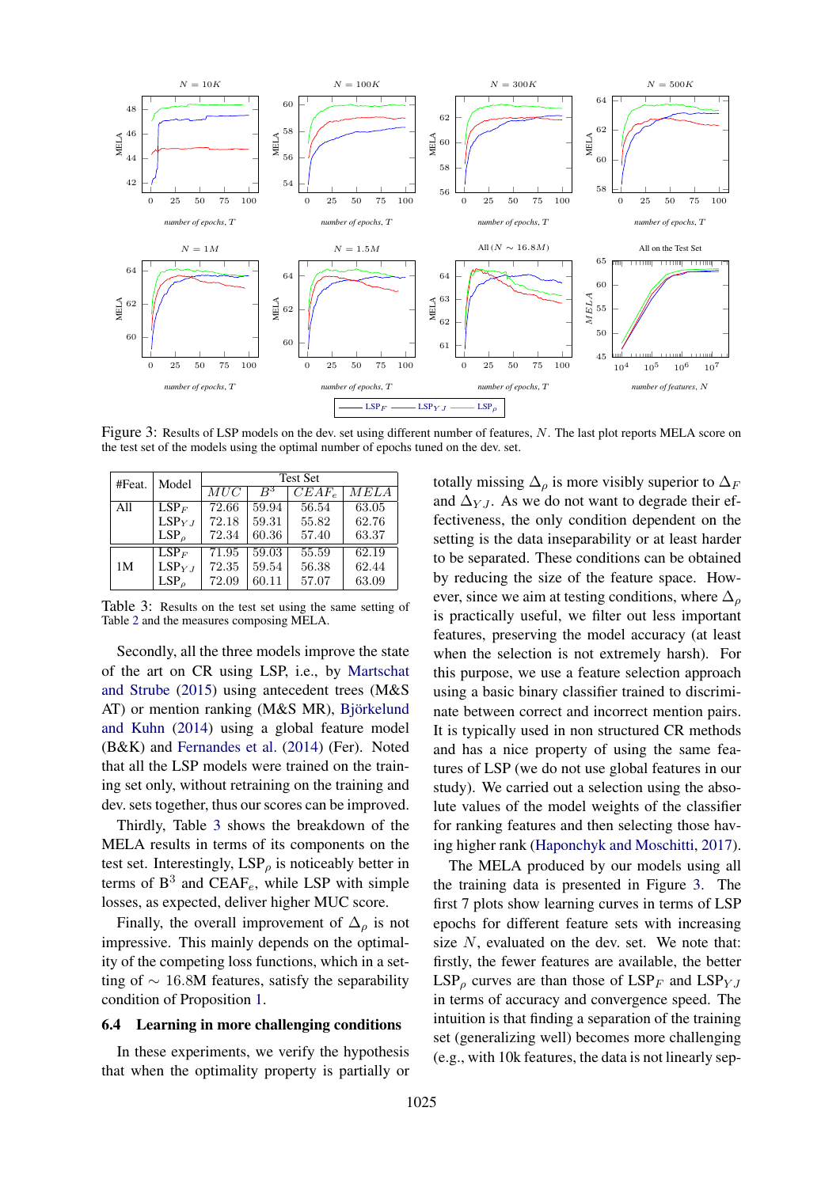Figure 3: Results of LSP models on the dev. set using different number of features, $N$. The last plot reports MELA score on the test set of the models using the optimal number of epochs tuned on the dev. set.

| #Feat. | Model | Test Set | | | |
|---|---|---|---|---|---|
| | | $MUC$ | $B^3$ | $CEAF_e$ | $MELA$ |
| All | $LSP_F$ | 72.66 | 59.94 | 56.54 | 63.05 |
| | $LSP_{YJ}$ | 72.18 | 59.31 | 55.82 | 62.76 |
| | $LSP_\rho$ | 72.34 | 60.36 | 57.40 | 63.37 |
| 1M | $LSP_F$ | 71.95 | 59.03 | 55.59 | 62.19 |
| | $LSP_{YJ}$ | 72.35 | 59.54 | 56.38 | 62.44 |
| | $LSP_\rho$ | 72.09 | 60.11 | 57.07 | 63.09 |

Table 3: Results on the test set using the same setting of Table 2 and the measures composing MELA.

Secondly, all the three models improve the state of the art on CR using LSP, i.e., by Martschat and Strube (2015) using antecedent trees (M&S AT) or mention ranking (M&S MR), Björkelund and Kuhn (2014) using a global feature model (B&K) and Fernandes et al. (2014) (Fer). Noted that all the LSP models were trained on the training set only, without retraining on the training and dev. sets together, thus our scores can be improved.

Thirdly, Table 3 shows the breakdown of the MELA results in terms of its components on the test set. Interestingly, $LSP_\rho$ is noticeably better in terms of $B^3$ and $CEAF_e$, while LSP with simple losses, as expected, deliver higher MUC score.

Finally, the overall improvement of $\Delta_\rho$ is not impressive. This mainly depends on the optimality of the competing loss functions, which in a setting of $\sim 16.8M$ features, satisfy the separability condition of Proposition 1.

## 6.4 Learning in more challenging conditions

In these experiments, we verify the hypothesis that when the optimality property is partially or totally missing $\Delta_\rho$ is more visibly superior to $\Delta_F$ and $\Delta_{YJ}$. As we do not want to degrade their effectiveness, the only condition dependent on the setting is the data inseparability or at least harder to be separated. These conditions can be obtained by reducing the size of the feature space. However, since we aim at testing conditions, where $\Delta_\rho$ is practically useful, we filter out less important features, preserving the model accuracy (at least when the selection is not extremely harsh). For this purpose, we use a feature selection approach using a basic binary classifier trained to discriminate between correct and incorrect mention pairs. It is typically used in non structured CR methods and has a nice property of using the same features of LSP (we do not use global features in our study). We carried out a selection using the absolute values of the model weights of the classifier for ranking features and then selecting those having higher rank (Haponchyk and Moschitti, 2017).

The MELA produced by our models using all the training data is presented in Figure 3. The first 7 plots show learning curves in terms of LSP epochs for different feature sets with increasing size $N$, evaluated on the dev. set. We note that: firstly, the fewer features are available, the better $LSP_\rho$ curves are than those of $LSP_F$ and $LSP_{YJ}$ in terms of accuracy and convergence speed. The intuition is that finding a separation of the training set (generalizing well) becomes more challenging (e.g., with 10k features, the data is not linearly sep-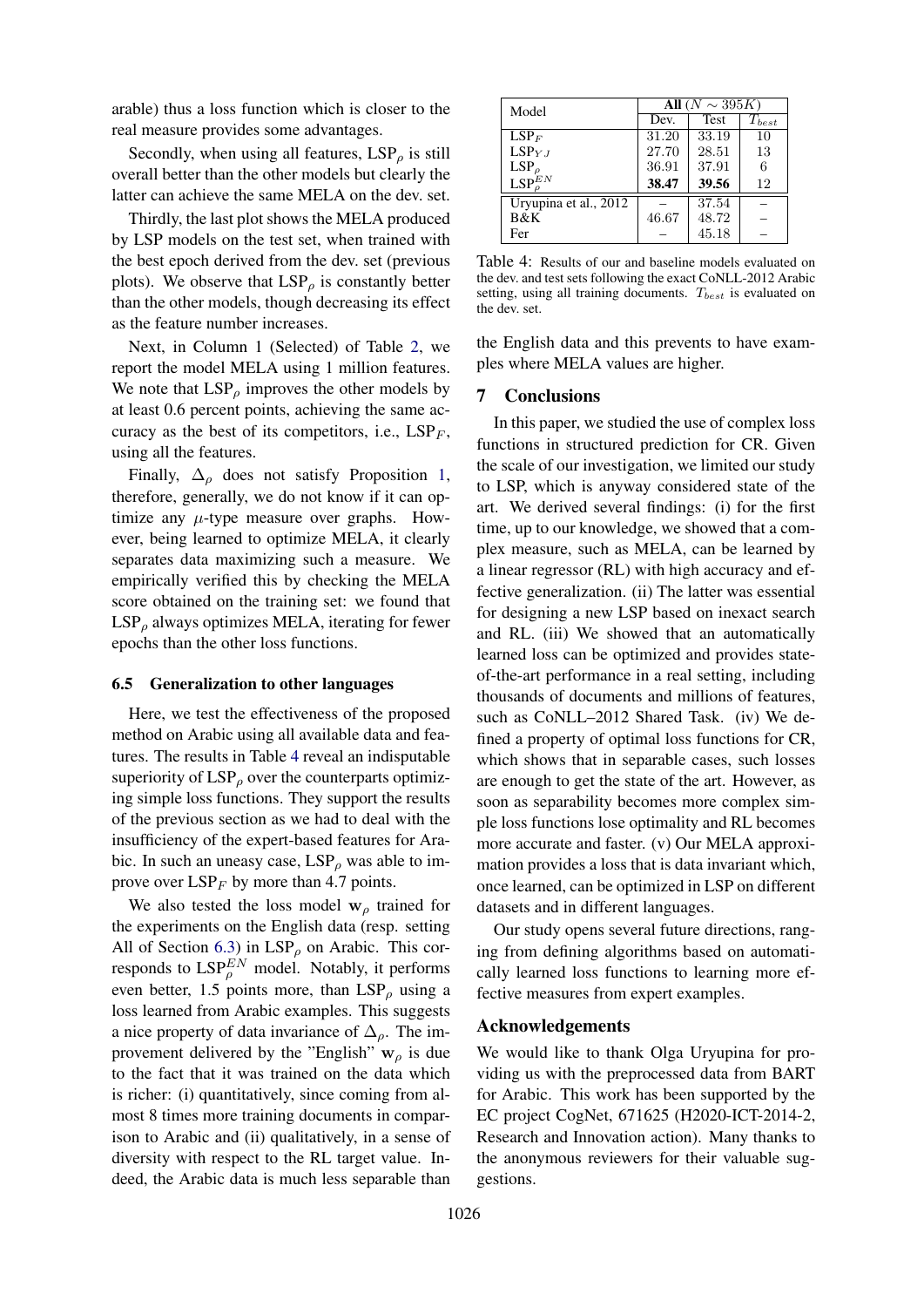arable) thus a loss function which is closer to the real measure provides some advantages.

Secondly, when using all features, $\text{LSP}_\rho$ is still overall better than the other models but clearly the latter can achieve the same MELA on the dev. set.

Thirdly, the last plot shows the MELA produced by LSP models on the test set, when trained with the best epoch derived from the dev. set (previous plots). We observe that $\text{LSP}_\rho$ is constantly better than the other models, though decreasing its effect as the feature number increases.

Next, in Column 1 (Selected) of Table 2, we report the model MELA using 1 million features. We note that $\text{LSP}_\rho$ improves the other models by at least 0.6 percent points, achieving the same accuracy as the best of its competitors, i.e., $\text{LSP}_F$, using all the features.

Finally, $\Delta_\rho$ does not satisfy Proposition 1, therefore, generally, we do not know if it can optimize any $\mu$-type measure over graphs. However, being learned to optimize MELA, it clearly separates data maximizing such a measure. We empirically verified this by checking the MELA score obtained on the training set: we found that $\text{LSP}_\rho$ always optimizes MELA, iterating for fewer epochs than the other loss functions.

### 6.5 Generalization to other languages

Here, we test the effectiveness of the proposed method on Arabic using all available data and features. The results in Table 4 reveal an indisputable superiority of $\text{LSP}_\rho$ over the counterparts optimizing simple loss functions. They support the results of the previous section as we had to deal with the insufficiency of the expert-based features for Arabic. In such an uneasy case, $\text{LSP}_\rho$ was able to improve over $\text{LSP}_F$ by more than 4.7 points.

We also tested the loss model $\mathbf{w}_\rho$ trained for the experiments on the English data (resp. setting All of Section 6.3) in $\text{LSP}_\rho$ on Arabic. This corresponds to $\text{LSP}_\rho^{EN}$ model. Notably, it performs even better, 1.5 points more, than $\text{LSP}_\rho$ using a loss learned from Arabic examples. This suggests a nice property of data invariance of $\Delta_\rho$. The improvement delivered by the "English" $\mathbf{w}_\rho$ is due to the fact that it was trained on the data which is richer: (i) quantitatively, since coming from almost 8 times more training documents in comparison to Arabic and (ii) qualitatively, in a sense of diversity with respect to the RL target value. Indeed, the Arabic data is much less separable than the English data and this prevents to have examples where MELA values are higher.

| Model | All ($N \sim 395K$) | | |
|---|---|---|---|
| | Dev. | Test | $T_{best}$ |
| $\text{LSP}_F$ | 31.20 | 33.19 | 10 |
| $\text{LSP}_{YJ}$ | 27.70 | 28.51 | 13 |
| $\text{LSP}_\rho$ | 36.91 | 37.91 | 6 |
| $\text{LSP}_\rho^{EN}$ | **38.47** | **39.56** | 12 |
| Uryupina et al., 2012 | – | 37.54 | – |
| B&K | 46.67 | 48.72 | – |
| Fer | – | 45.18 | – |

Table 4: Results of our and baseline models evaluated on the dev. and test sets following the exact CoNLL-2012 Arabic setting, using all training documents. $T_{best}$ is evaluated on the dev. set.

## 7 Conclusions

In this paper, we studied the use of complex loss functions in structured prediction for CR. Given the scale of our investigation, we limited our study to LSP, which is anyway considered state of the art. We derived several findings: (i) for the first time, up to our knowledge, we showed that a complex measure, such as MELA, can be learned by a linear regressor (RL) with high accuracy and effective generalization. (ii) The latter was essential for designing a new LSP based on inexact search and RL. (iii) We showed that an automatically learned loss can be optimized and provides state-of-the-art performance in a real setting, including thousands of documents and millions of features, such as CoNLL–2012 Shared Task. (iv) We defined a property of optimal loss functions for CR, which shows that in separable cases, such losses are enough to get the state of the art. However, as soon as separability becomes more complex simple loss functions lose optimality and RL becomes more accurate and faster. (v) Our MELA approximation provides a loss that is data invariant which, once learned, can be optimized in LSP on different datasets and in different languages.

Our study opens several future directions, ranging from defining algorithms based on automatically learned loss functions to learning more effective measures from expert examples.

## Acknowledgements

We would like to thank Olga Uryupina for providing us with the preprocessed data from BART for Arabic. This work has been supported by the EC project CogNet, 671625 (H2020-ICT-2014-2, Research and Innovation action). Many thanks to the anonymous reviewers for their valuable suggestions.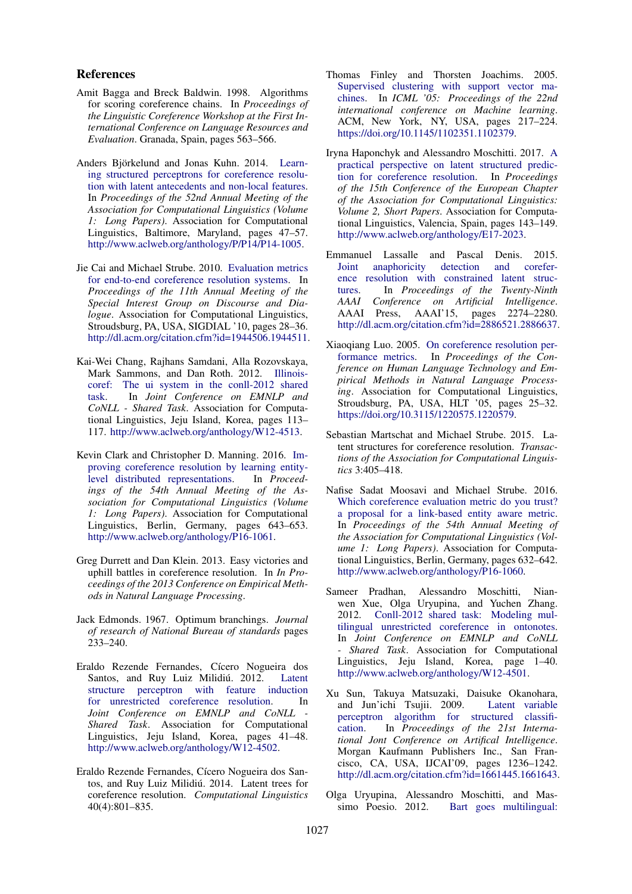## References

Amit Bagga and Breck Baldwin. 1998. Algorithms for scoring coreference chains. In *Proceedings of the Linguistic Coreference Workshop at the First International Conference on Language Resources and Evaluation*. Granada, Spain, pages 563–566.

Anders Björkelund and Jonas Kuhn. 2014. Learning structured perceptrons for coreference resolution with latent antecedents and non-local features. In *Proceedings of the 52nd Annual Meeting of the Association for Computational Linguistics (Volume 1: Long Papers)*. Association for Computational Linguistics, Baltimore, Maryland, pages 47–57. http://www.aclweb.org/anthology/P/P14/P14-1005.

Jie Cai and Michael Strube. 2010. Evaluation metrics for end-to-end coreference resolution systems. In *Proceedings of the 11th Annual Meeting of the Special Interest Group on Discourse and Dialogue*. Association for Computational Linguistics, Stroudsburg, PA, USA, SIGDIAL '10, pages 28–36. http://dl.acm.org/citation.cfm?id=1944506.1944511.

Kai-Wei Chang, Rajhans Samdani, Alla Rozovskaya, Mark Sammons, and Dan Roth. 2012. Illinois-coref: The ui system in the conll-2012 shared task. In *Joint Conference on EMNLP and CoNLL - Shared Task*. Association for Computational Linguistics, Jeju Island, Korea, pages 113–117. http://www.aclweb.org/anthology/W12-4513.

Kevin Clark and Christopher D. Manning. 2016. Improving coreference resolution by learning entity-level distributed representations. In *Proceedings of the 54th Annual Meeting of the Association for Computational Linguistics (Volume 1: Long Papers)*. Association for Computational Linguistics, Berlin, Germany, pages 643–653. http://www.aclweb.org/anthology/P16-1061.

Greg Durrett and Dan Klein. 2013. Easy victories and uphill battles in coreference resolution. In *In Proceedings of the 2013 Conference on Empirical Methods in Natural Language Processing*.

Jack Edmonds. 1967. Optimum branchings. *Journal of research of National Bureau of standards* pages 233–240.

Eraldo Rezende Fernandes, Cícero Nogueira dos Santos, and Ruy Luiz Milidiú. 2012. Latent structure perceptron with feature induction for unrestricted coreference resolution. In *Joint Conference on EMNLP and CoNLL - Shared Task*. Association for Computational Linguistics, Jeju Island, Korea, pages 41–48. http://www.aclweb.org/anthology/W12-4502.

Eraldo Rezende Fernandes, Cícero Nogueira dos Santos, and Ruy Luiz Milidiú. 2014. Latent trees for coreference resolution. *Computational Linguistics* 40(4):801–835.

Thomas Finley and Thorsten Joachims. 2005. Supervised clustering with support vector machines. In *ICML '05: Proceedings of the 22nd international conference on Machine learning*. ACM, New York, NY, USA, pages 217–224. https://doi.org/10.1145/1102351.1102379.

Iryna Haponchyk and Alessandro Moschitti. 2017. A practical perspective on latent structured prediction for coreference resolution. In *Proceedings of the 15th Conference of the European Chapter of the Association for Computational Linguistics: Volume 2, Short Papers*. Association for Computational Linguistics, Valencia, Spain, pages 143–149. http://www.aclweb.org/anthology/E17-2023.

Emmanuel Lassalle and Pascal Denis. 2015. Joint anaphoricity detection and coreference resolution with constrained latent structures. In *Proceedings of the Twenty-Ninth AAAI Conference on Artificial Intelligence*. AAAI Press, AAAI'15, pages 2274–2280. http://dl.acm.org/citation.cfm?id=2886521.2886637.

Xiaoqiang Luo. 2005. On coreference resolution performance metrics. In *Proceedings of the Conference on Human Language Technology and Empirical Methods in Natural Language Processing*. Association for Computational Linguistics, Stroudsburg, PA, USA, HLT '05, pages 25–32. https://doi.org/10.3115/1220575.1220579.

Sebastian Martschat and Michael Strube. 2015. Latent structures for coreference resolution. *Transactions of the Association for Computational Linguistics* 3:405–418.

Nafise Sadat Moosavi and Michael Strube. 2016. Which coreference evaluation metric do you trust? a proposal for a link-based entity aware metric. In *Proceedings of the 54th Annual Meeting of the Association for Computational Linguistics (Volume 1: Long Papers)*. Association for Computational Linguistics, Berlin, Germany, pages 632–642. http://www.aclweb.org/anthology/P16-1060.

Sameer Pradhan, Alessandro Moschitti, Nianwen Xue, Olga Uryupina, and Yuchen Zhang. 2012. Conll-2012 shared task: Modeling multilingual unrestricted coreference in ontonotes. In *Joint Conference on EMNLP and CoNLL - Shared Task*. Association for Computational Linguistics, Jeju Island, Korea, page 1–40. http://www.aclweb.org/anthology/W12-4501.

Xu Sun, Takuya Matsuzaki, Daisuke Okanohara, and Jun'ichi Tsujii. 2009. Latent variable perceptron algorithm for structured classification. In *Proceedings of the 21st International Jont Conference on Artifical Intelligence*. Morgan Kaufmann Publishers Inc., San Francisco, CA, USA, IJCAI'09, pages 1236–1242. http://dl.acm.org/citation.cfm?id=1661445.1661643.

Olga Uryupina, Alessandro Moschitti, and Massimo Poesio. 2012. Bart goes multilingual: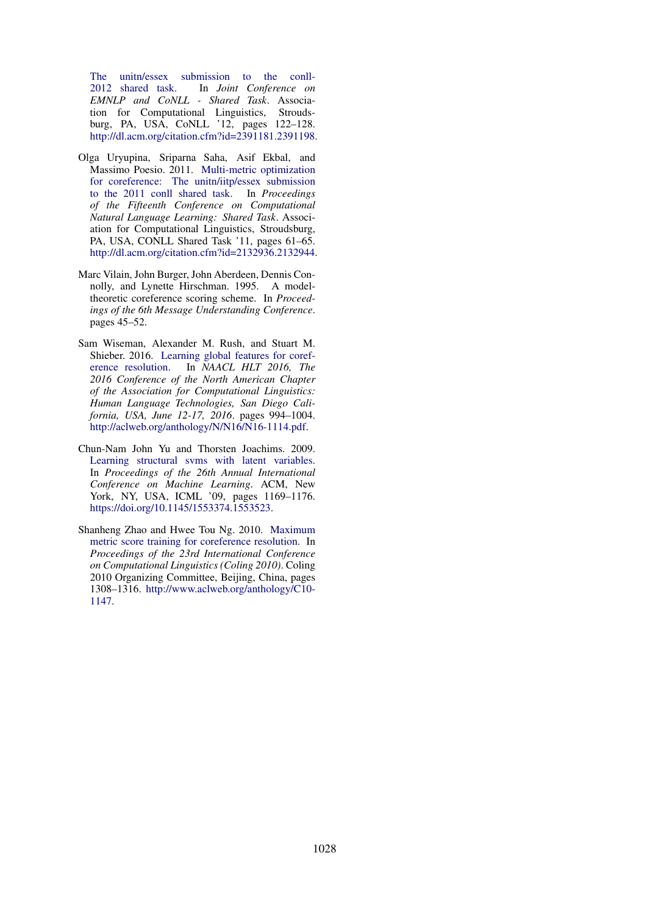The unitn/essex submission to the conll-2012 shared task. In *Joint Conference on EMNLP and CoNLL - Shared Task*. Association for Computational Linguistics, Stroudsburg, PA, USA, CoNLL '12, pages 122–128. http://dl.acm.org/citation.cfm?id=2391181.2391198.

Olga Uryupina, Sriparna Saha, Asif Ekbal, and Massimo Poesio. 2011. Multi-metric optimization for coreference: The unitn/iitp/essex submission to the 2011 conll shared task. In *Proceedings of the Fifteenth Conference on Computational Natural Language Learning: Shared Task*. Association for Computational Linguistics, Stroudsburg, PA, USA, CONLL Shared Task '11, pages 61–65. http://dl.acm.org/citation.cfm?id=2132936.2132944.

Marc Vilain, John Burger, John Aberdeen, Dennis Connolly, and Lynette Hirschman. 1995. A model-theoretic coreference scoring scheme. In *Proceedings of the 6th Message Understanding Conference*. pages 45–52.

Sam Wiseman, Alexander M. Rush, and Stuart M. Shieber. 2016. Learning global features for coreference resolution. In *NAACL HLT 2016, The 2016 Conference of the North American Chapter of the Association for Computational Linguistics: Human Language Technologies, San Diego California, USA, June 12-17, 2016*. pages 994–1004. http://aclweb.org/anthology/N/N16/N16-1114.pdf.

Chun-Nam John Yu and Thorsten Joachims. 2009. Learning structural svms with latent variables. In *Proceedings of the 26th Annual International Conference on Machine Learning*. ACM, New York, NY, USA, ICML '09, pages 1169–1176. https://doi.org/10.1145/1553374.1553523.

Shanheng Zhao and Hwee Tou Ng. 2010. Maximum metric score training for coreference resolution. In *Proceedings of the 23rd International Conference on Computational Linguistics (Coling 2010)*. Coling 2010 Organizing Committee, Beijing, China, pages 1308–1316. http://www.aclweb.org/anthology/C10-1147.